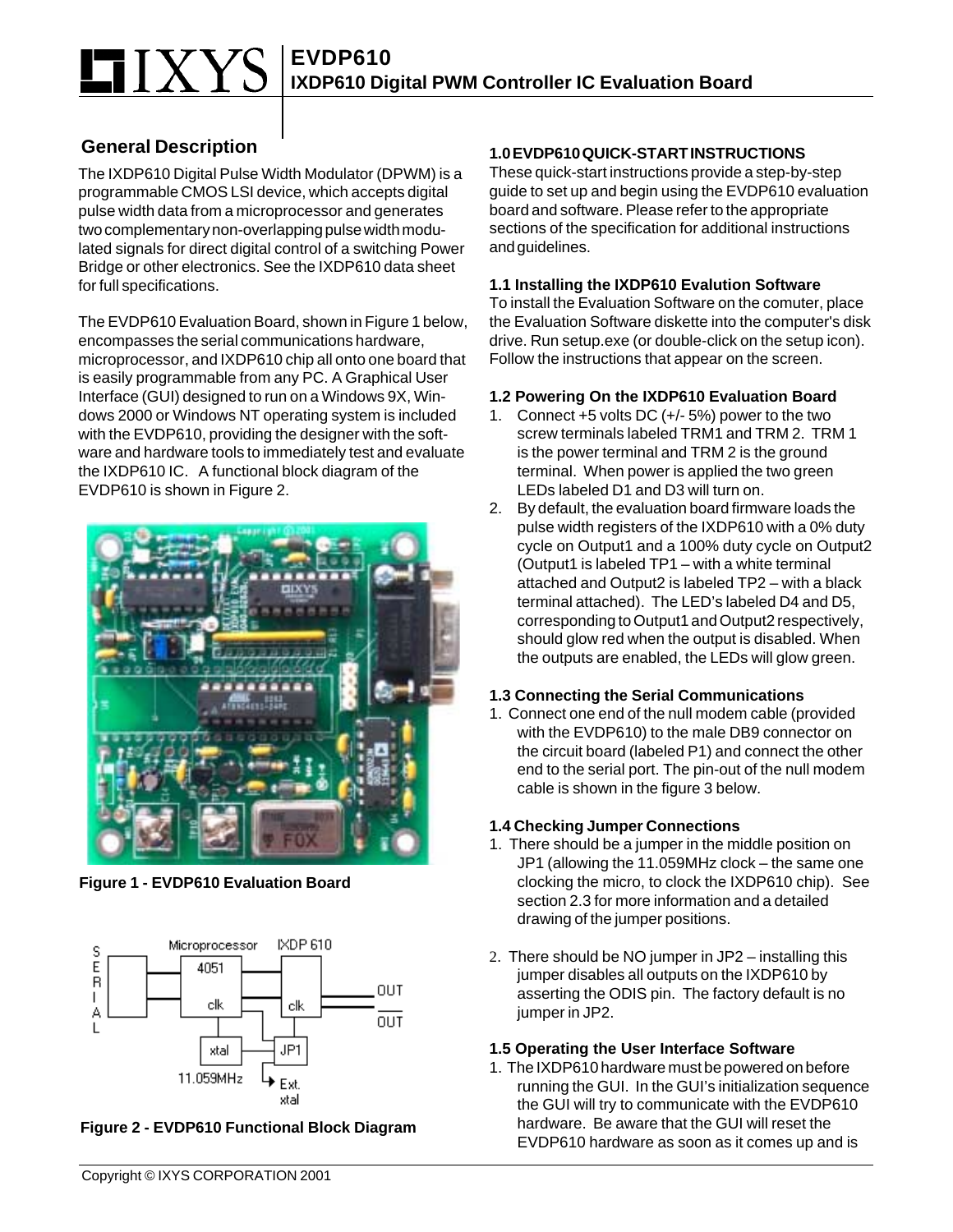# EVDP610

## IXDP610 Digital PWM Controller IC Evaluation Board

### General Description

The IXDP610 Digital Pulse Width Modulator (DPWM) is a programmable CMOS LSI device, which accepts digital pulse width data from a microprocessor and generates two complementary non-overlapping pulse width modulated signals for direct digital control of a switching Power Bridge or other electronics. See the IXDP610 data sheet for full specifications.

The EVDP610 Evaluation Board, shown in Figure 1 below, encompasses the serial communications hardware, microprocessor, and IXDP610 chip all onto one board that is easily programmable from any PC. A Graphical User Interface (GUI) designed to run on a Windows 9X, Windows 2000 or Windows NT operating system is included with the EVDP610, providing the designer with the software and hardware tools to immediately test and evaluate the IXDP610 IC. A functional block diagram of the EVDP610 is shown in Figure 2.

**Figure 1 - EVDP610 Evaluation Board**

**Figure 2 - EVDP610 Functional Block Diagram**

### 1.0 EVDP610 QUICK-START INSTRUCTIONS

These quick-start instructions provide a step-by-step guide to set up and begin using the EVDP610 evaluation board and software. Please refer to the appropriate sections of the specification for additional instructions and guidelines.

#### 1.1 Installing the IXDP610 Evalution Software

To install the Evaluation Software on the comuter, place the Evaluation Software diskette into the computer's disk drive. Run setup.exe (or double-click on the setup icon). Follow the instructions that appear on the screen.

#### 1.2 Powering On the IXDP610 Evaluation Board

1. Connect +5 volts DC (+/- 5%) power to the two screw terminals labeled TRM1 and TRM 2. TRM 1 is the power terminal and TRM 2 is the ground terminal. When power is applied the two green LEDs labeled D1 and D3 will turn on.
2. By default, the evaluation board firmware loads the pulse width registers of the IXDP610 with a 0% duty cycle on Output1 and a 100% duty cycle on Output2 (Output1 is labeled TP1 – with a white terminal attached and Output2 is labeled TP2 – with a black terminal attached). The LED's labeled D4 and D5, corresponding to Output1 and Output2 respectively, should glow red when the output is disabled. When the outputs are enabled, the LEDs will glow green.

#### 1.3 Connecting the Serial Communications

1. Connect one end of the null modem cable (provided with the EVDP610) to the male DB9 connector on the circuit board (labeled P1) and connect the other end to the serial port. The pin-out of the null modem cable is shown in the figure 3 below.

#### 1.4 Checking Jumper Connections

1. There should be a jumper in the middle position on JP1 (allowing the 11.059MHz clock – the same one clocking the micro, to clock the IXDP610 chip). See section 2.3 for more information and a detailed drawing of the jumper positions.
2. There should be NO jumper in JP2 – installing this jumper disables all outputs on the IXDP610 by asserting the ODIS pin. The factory default is no jumper in JP2.

#### 1.5 Operating the User Interface Software

1. The IXDP610 hardware must be powered on before running the GUI. In the GUI's initialization sequence the GUI will try to communicate with the EVDP610 hardware. Be aware that the GUI will reset the EVDP610 hardware as soon as it comes up and is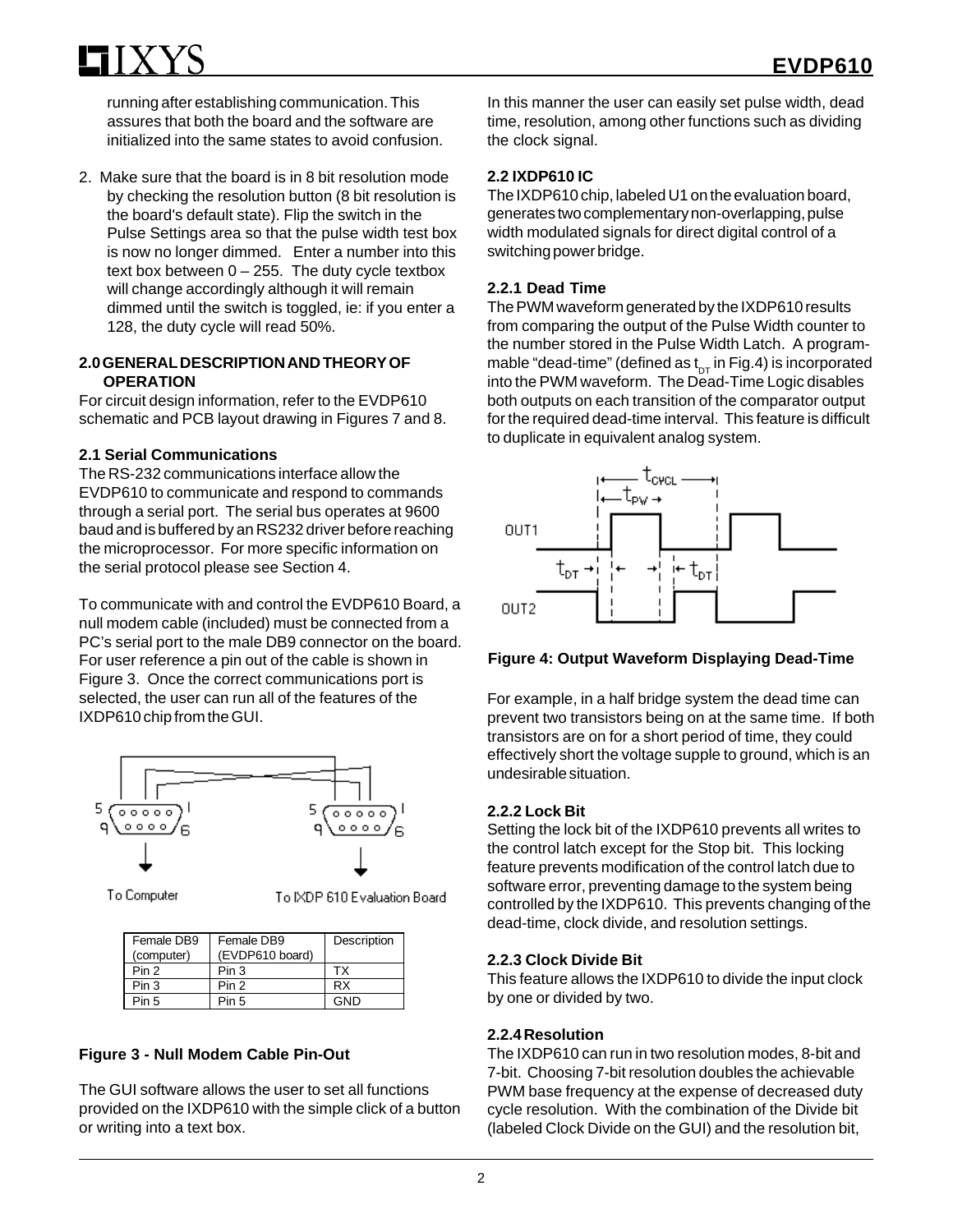running after establishing communication. This assures that both the board and the software are initialized into the same states to avoid confusion.

2. Make sure that the board is in 8 bit resolution mode by checking the resolution button (8 bit resolution is the board's default state). Flip the switch in the Pulse Settings area so that the pulse width test box is now no longer dimmed. Enter a number into this text box between 0 – 255. The duty cycle textbox will change accordingly although it will remain dimmed until the switch is toggled, ie: if you enter a 128, the duty cycle will read 50%.

## 2.0 GENERAL DESCRIPTION AND THEORY OF OPERATION

For circuit design information, refer to the EVDP610 schematic and PCB layout drawing in Figures 7 and 8.

### 2.1 Serial Communications

The RS-232 communications interface allow the EVDP610 to communicate and respond to commands through a serial port. The serial bus operates at 9600 baud and is buffered by an RS232 driver before reaching the microprocessor. For more specific information on the serial protocol please see Section 4.

To communicate with and control the EVDP610 Board, a null modem cable (included) must be connected from a PC's serial port to the male DB9 connector on the board. For user reference a pin out of the cable is shown in Figure 3. Once the correct communications port is selected, the user can run all of the features of the IXDP610 chip from the GUI.

To Computer

To IXDP 610 Evaluation Board

| Female DB9 (computer) | Female DB9 (EVDP610 board) | Description |
|---|---|---|
| Pin 2 | Pin 3 | TX |
| Pin 3 | Pin 2 | RX |
| Pin 5 | Pin 5 | GND |

**Figure 3 - Null Modem Cable Pin-Out**

The GUI software allows the user to set all functions provided on the IXDP610 with the simple click of a button or writing into a text box.

In this manner the user can easily set pulse width, dead time, resolution, among other functions such as dividing the clock signal.

### 2.2 IXDP610 IC

The IXDP610 chip, labeled U1 on the evaluation board, generates two complementary non-overlapping, pulse width modulated signals for direct digital control of a switching power bridge.

#### 2.2.1 Dead Time

The PWM waveform generated by the IXDP610 results from comparing the output of the Pulse Width counter to the number stored in the Pulse Width Latch. A programmable "dead-time" (defined as $t_{DT}$ in Fig.4) is incorporated into the PWM waveform. The Dead-Time Logic disables both outputs on each transition of the comparator output for the required dead-time interval. This feature is difficult to duplicate in equivalent analog system.

**Figure 4: Output Waveform Displaying Dead-Time**

For example, in a half bridge system the dead time can prevent two transistors being on at the same time. If both transistors are on for a short period of time, they could effectively short the voltage supple to ground, which is an undesirable situation.

#### 2.2.2 Lock Bit

Setting the lock bit of the IXDP610 prevents all writes to the control latch except for the Stop bit. This locking feature prevents modification of the control latch due to software error, preventing damage to the system being controlled by the IXDP610. This prevents changing of the dead-time, clock divide, and resolution settings.

#### 2.2.3 Clock Divide Bit

This feature allows the IXDP610 to divide the input clock by one or divided by two.

#### 2.2.4 Resolution

The IXDP610 can run in two resolution modes, 8-bit and 7-bit. Choosing 7-bit resolution doubles the achievable PWM base frequency at the expense of decreased duty cycle resolution. With the combination of the Divide bit (labeled Clock Divide on the GUI) and the resolution bit,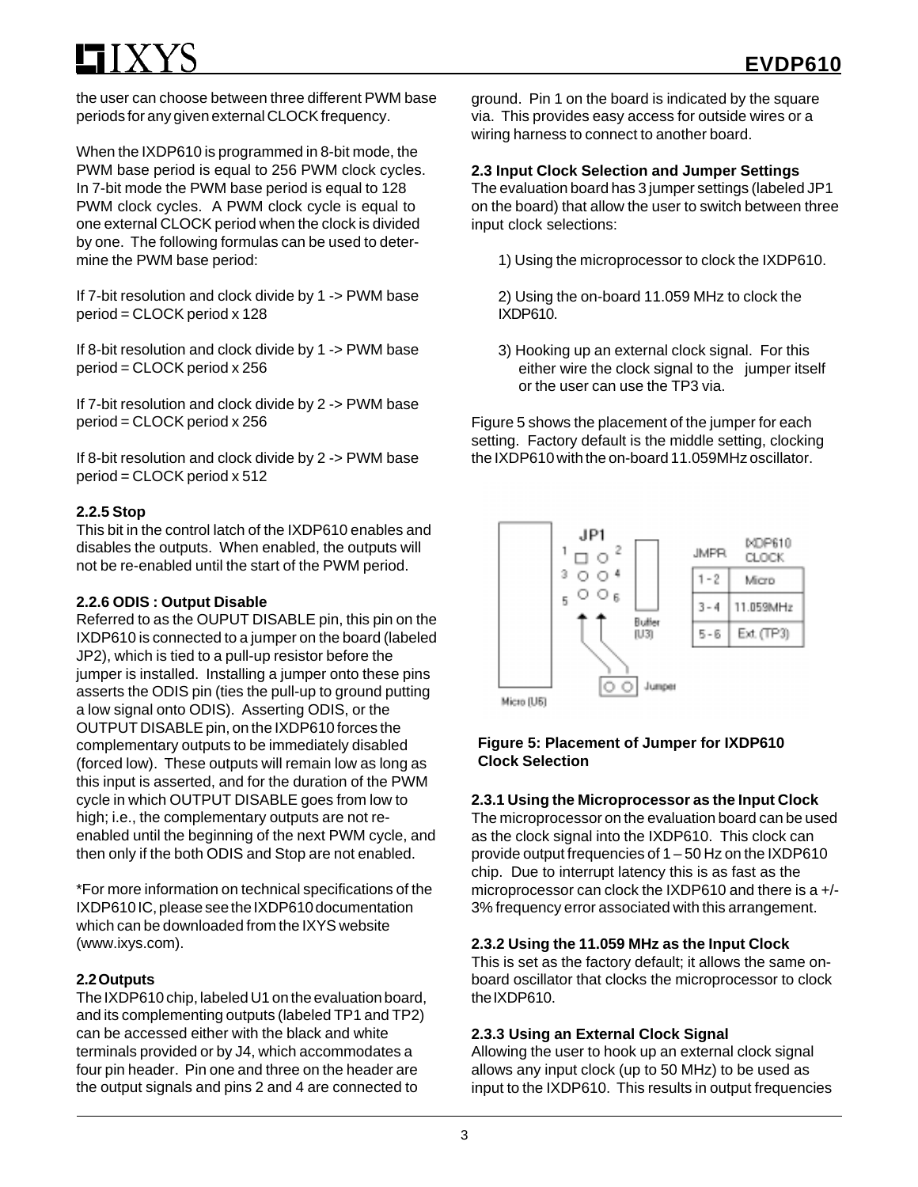the user can choose between three different PWM base periods for any given external CLOCK frequency.

When the IXDP610 is programmed in 8-bit mode, the PWM base period is equal to 256 PWM clock cycles. In 7-bit mode the PWM base period is equal to 128 PWM clock cycles. A PWM clock cycle is equal to one external CLOCK period when the clock is divided by one. The following formulas can be used to determine the PWM base period:

If 7-bit resolution and clock divide by 1 -> PWM base period = CLOCK period x 128

If 8-bit resolution and clock divide by 1 -> PWM base period = CLOCK period x 256

If 7-bit resolution and clock divide by 2 -> PWM base period = CLOCK period x 256

If 8-bit resolution and clock divide by 2 -> PWM base period = CLOCK period x 512

#### 2.2.5 Stop

This bit in the control latch of the IXDP610 enables and disables the outputs. When enabled, the outputs will not be re-enabled until the start of the PWM period.

#### 2.2.6 ODIS : Output Disable

Referred to as the OUPUT DISABLE pin, this pin on the IXDP610 is connected to a jumper on the board (labeled JP2), which is tied to a pull-up resistor before the jumper is installed. Installing a jumper onto these pins asserts the ODIS pin (ties the pull-up to ground putting a low signal onto ODIS). Asserting ODIS, or the OUTPUT DISABLE pin, on the IXDP610 forces the complementary outputs to be immediately disabled (forced low). These outputs will remain low as long as this input is asserted, and for the duration of the PWM cycle in which OUTPUT DISABLE goes from low to high; i.e., the complementary outputs are not re-enabled until the beginning of the next PWM cycle, and then only if the both ODIS and Stop are not enabled.

*For more information on technical specifications of the IXDP610 IC, please see the IXDP610 documentation which can be downloaded from the IXYS website (www.ixys.com).

### 2.2 Outputs

The IXDP610 chip, labeled U1 on the evaluation board, and its complementing outputs (labeled TP1 and TP2) can be accessed either with the black and white terminals provided or by J4, which accommodates a four pin header. Pin one and three on the header are the output signals and pins 2 and 4 are connected to ground. Pin 1 on the board is indicated by the square via. This provides easy access for outside wires or a wiring harness to connect to another board.

### 2.3 Input Clock Selection and Jumper Settings

The evaluation board has 3 jumper settings (labeled JP1 on the board) that allow the user to switch between three input clock selections:

1) Using the microprocessor to clock the IXDP610.

2) Using the on-board 11.059 MHz to clock the IXDP610.

3) Hooking up an external clock signal. For this either wire the clock signal to the jumper itself or the user can use the TP3 via.

Figure 5 shows the placement of the jumper for each setting. Factory default is the middle setting, clocking the IXDP610 with the on-board 11.059MHz oscillator.

| JMPR | IXDP610 CLOCK |
|---|---|
| 1 - 2 | Micro |
| 3 - 4 | 11.059MHz |
| 5 - 6 | Ext. (TP3) |

**Figure 5: Placement of Jumper for IXDP610 Clock Selection**

#### 2.3.1 Using the Microprocessor as the Input Clock

The microprocessor on the evaluation board can be used as the clock signal into the IXDP610. This clock can provide output frequencies of 1 – 50 Hz on the IXDP610 chip. Due to interrupt latency this is as fast as the microprocessor can clock the IXDP610 and there is a +/-3% frequency error associated with this arrangement.

#### 2.3.2 Using the 11.059 MHz as the Input Clock

This is set as the factory default; it allows the same on-board oscillator that clocks the microprocessor to clock the IXDP610.

#### 2.3.3 Using an External Clock Signal

Allowing the user to hook up an external clock signal allows any input clock (up to 50 MHz) to be used as input to the IXDP610. This results in output frequencies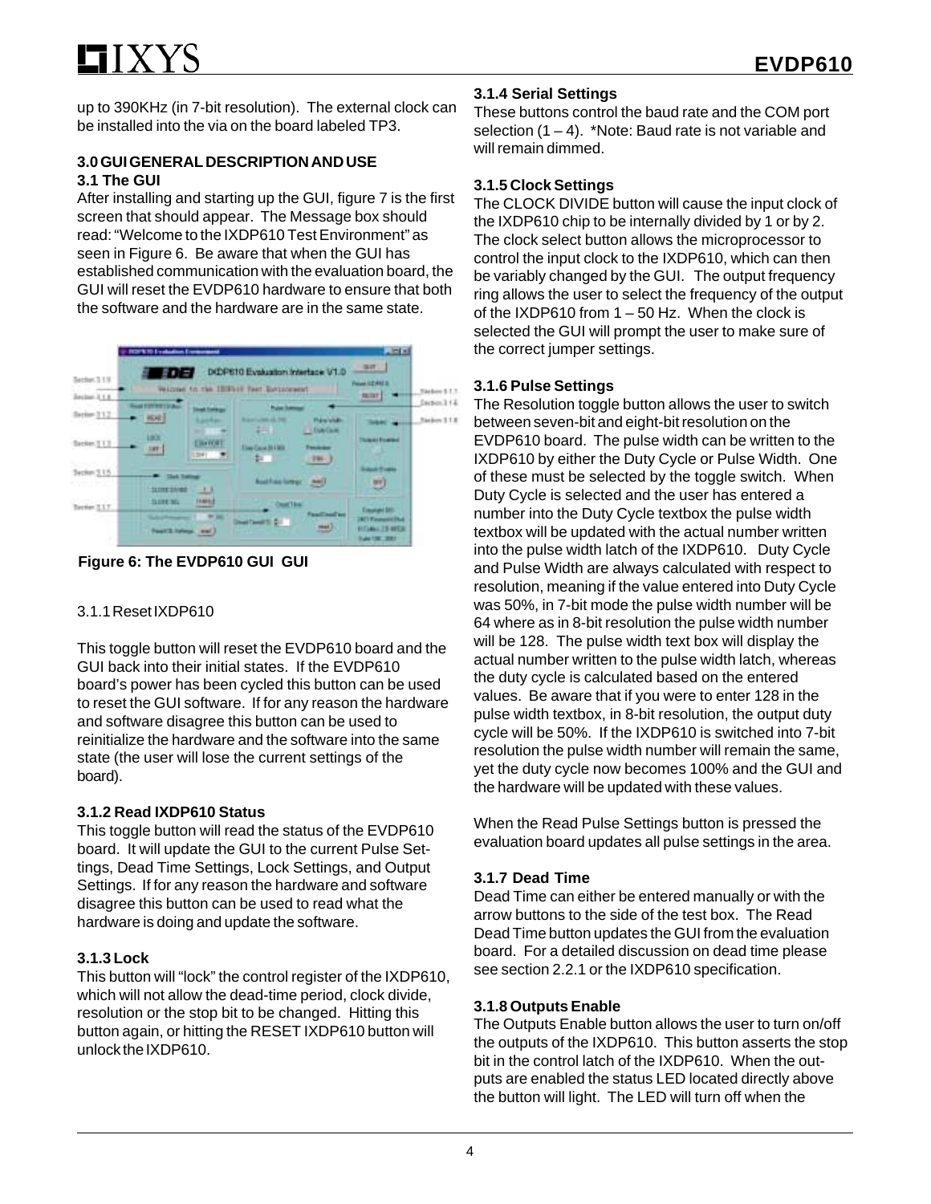up to 390KHz (in 7-bit resolution). The external clock can be installed into the via on the board labeled TP3.

### 3.0 GUI GENERAL DESCRIPTION AND USE

### 3.1 The GUI

After installing and starting up the GUI, figure 7 is the first screen that should appear. The Message box should read: "Welcome to the IXDP610 Test Environment" as seen in Figure 6. Be aware that when the GUI has established communication with the evaluation board, the GUI will reset the EVDP610 hardware to ensure that both the software and the hardware are in the same state.

Figure 6: The EVDP610 GUI GUI

#### 3.1.1 Reset IXDP610

This toggle button will reset the EVDP610 board and the GUI back into their initial states. If the EVDP610 board's power has been cycled this button can be used to reset the GUI software. If for any reason the hardware and software disagree this button can be used to reinitialize the hardware and the software into the same state (the user will lose the current settings of the board).

#### 3.1.2 Read IXDP610 Status

This toggle button will read the status of the EVDP610 board. It will update the GUI to the current Pulse Settings, Dead Time Settings, Lock Settings, and Output Settings. If for any reason the hardware and software disagree this button can be used to read what the hardware is doing and update the software.

#### 3.1.3 Lock

This button will "lock" the control register of the IXDP610, which will not allow the dead-time period, clock divide, resolution or the stop bit to be changed. Hitting this button again, or hitting the RESET IXDP610 button will unlock the IXDP610.

#### 3.1.4 Serial Settings

These buttons control the baud rate and the COM port selection (1 – 4). *Note: Baud rate is not variable and will remain dimmed.

#### 3.1.5 Clock Settings

The CLOCK DIVIDE button will cause the input clock of the IXDP610 chip to be internally divided by 1 or by 2. The clock select button allows the microprocessor to control the input clock to the IXDP610, which can then be variably changed by the GUI. The output frequency ring allows the user to select the frequency of the output of the IXDP610 from 1 – 50 Hz. When the clock is selected the GUI will prompt the user to make sure of the correct jumper settings.

#### 3.1.6 Pulse Settings

The Resolution toggle button allows the user to switch between seven-bit and eight-bit resolution on the EVDP610 board. The pulse width can be written to the IXDP610 by either the Duty Cycle or Pulse Width. One of these must be selected by the toggle switch. When Duty Cycle is selected and the user has entered a number into the Duty Cycle textbox the pulse width textbox will be updated with the actual number written into the pulse width latch of the IXDP610. Duty Cycle and Pulse Width are always calculated with respect to resolution, meaning if the value entered into Duty Cycle was 50%, in 7-bit mode the pulse width number will be 64 where as in 8-bit resolution the pulse width number will be 128. The pulse width text box will display the actual number written to the pulse width latch, whereas the duty cycle is calculated based on the entered values. Be aware that if you were to enter 128 in the pulse width textbox, in 8-bit resolution, the output duty cycle will be 50%. If the IXDP610 is switched into 7-bit resolution the pulse width number will remain the same, yet the duty cycle now becomes 100% and the GUI and the hardware will be updated with these values.

When the Read Pulse Settings button is pressed the evaluation board updates all pulse settings in the area.

#### 3.1.7 Dead Time

Dead Time can either be entered manually or with the arrow buttons to the side of the test box. The Read Dead Time button updates the GUI from the evaluation board. For a detailed discussion on dead time please see section 2.2.1 or the IXDP610 specification.

#### 3.1.8 Outputs Enable

The Outputs Enable button allows the user to turn on/off the outputs of the IXDP610. This button asserts the stop bit in the control latch of the IXDP610. When the outputs are enabled the status LED located directly above the button will light. The LED will turn off when the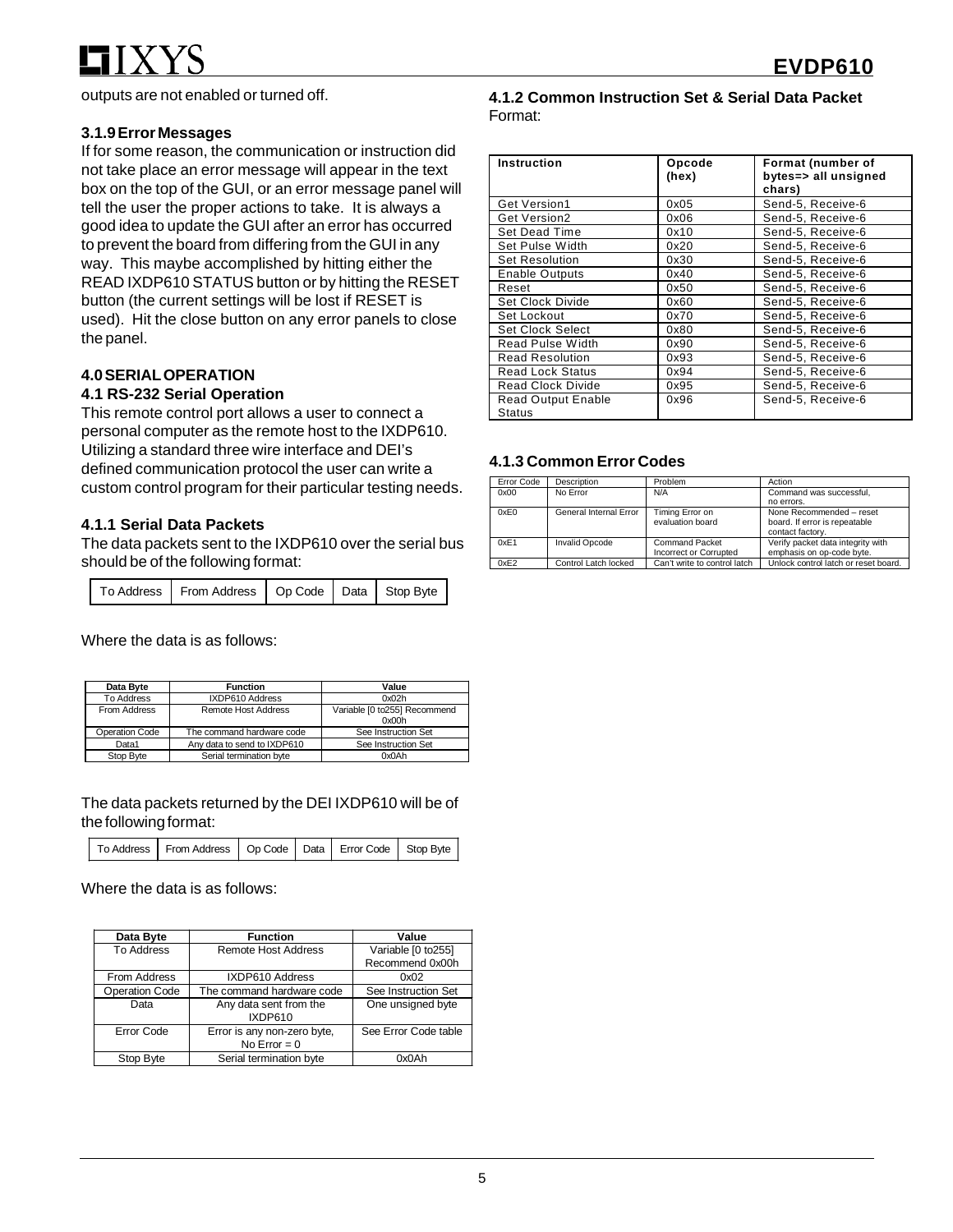outputs are not enabled or turned off.

### 3.1.9 Error Messages

If for some reason, the communication or instruction did not take place an error message will appear in the text box on the top of the GUI, or an error message panel will tell the user the proper actions to take. It is always a good idea to update the GUI after an error has occurred to prevent the board from differing from the GUI in any way. This maybe accomplished by hitting either the READ IXDP610 STATUS button or by hitting the RESET button (the current settings will be lost if RESET is used). Hit the close button on any error panels to close the panel.

## 4.0 SERIAL OPERATION

### 4.1 RS-232 Serial Operation

This remote control port allows a user to connect a personal computer as the remote host to the IXDP610. Utilizing a standard three wire interface and DEI's defined communication protocol the user can write a custom control program for their particular testing needs.

#### 4.1.1 Serial Data Packets

The data packets sent to the IXDP610 over the serial bus should be of the following format:

| To Address | From Address | Op Code | Data | Stop Byte |
|---|---|---|---|---|

Where the data is as follows:

| Data Byte | Function | Value |
|---|---|---|
| To Address | IXDP610 Address | 0x02h |
| From Address | Remote Host Address | Variable [0 to255] Recommend 0x00h |
| Operation Code | The command hardware code | See Instruction Set |
| Data1 | Any data to send to IXDP610 | See Instruction Set |
| Stop Byte | Serial termination byte | 0x0Ah |

The data packets returned by the DEI IXDP610 will be of the following format:

| To Address | From Address | Op Code | Data | Error Code | Stop Byte |
|---|---|---|---|---|---|

Where the data is as follows:

| Data Byte | Function | Value |
|---|---|---|
| To Address | Remote Host Address | Variable [0 to255] Recommend 0x00h |
| From Address | IXDP610 Address | 0x02 |
| Operation Code | The command hardware code | See Instruction Set |
| Data | Any data sent from the IXDP610 | One unsigned byte |
| Error Code | Error is any non-zero byte, No Error = 0 | See Error Code table |
| Stop Byte | Serial termination byte | 0x0Ah |

#### 4.1.2 Common Instruction Set & Serial Data Packet Format:

| Instruction | Opcode (hex) | Format (number of bytes=> all unsigned chars) |
|---|---|---|
| Get Version1 | 0x05 | Send-5, Receive-6 |
| Get Version2 | 0x06 | Send-5, Receive-6 |
| Set Dead Time | 0x10 | Send-5, Receive-6 |
| Set Pulse Width | 0x20 | Send-5, Receive-6 |
| Set Resolution | 0x30 | Send-5, Receive-6 |
| Enable Outputs | 0x40 | Send-5, Receive-6 |
| Reset | 0x50 | Send-5, Receive-6 |
| Set Clock Divide | 0x60 | Send-5, Receive-6 |
| Set Lockout | 0x70 | Send-5, Receive-6 |
| Set Clock Select | 0x80 | Send-5, Receive-6 |
| Read Pulse Width | 0x90 | Send-5, Receive-6 |
| Read Resolution | 0x93 | Send-5, Receive-6 |
| Read Lock Status | 0x94 | Send-5, Receive-6 |
| Read Clock Divide | 0x95 | Send-5, Receive-6 |
| Read Output Enable Status | 0x96 | Send-5, Receive-6 |

#### 4.1.3 Common Error Codes

| Error Code | Description | Problem | Action |
|---|---|---|---|
| 0x00 | No Error | N/A | Command was successful, no errors. |
| 0xE0 | General Internal Error | Timing Error on evaluation board | None Recommended – reset board. If error is repeatable contact factory. |
| 0xE1 | Invalid Opcode | Command Packet Incorrect or Corrupted | Verify packet data integrity with emphasis on op-code byte. |
| 0xE2 | Control Latch locked | Can't write to control latch | Unlock control latch or reset board. |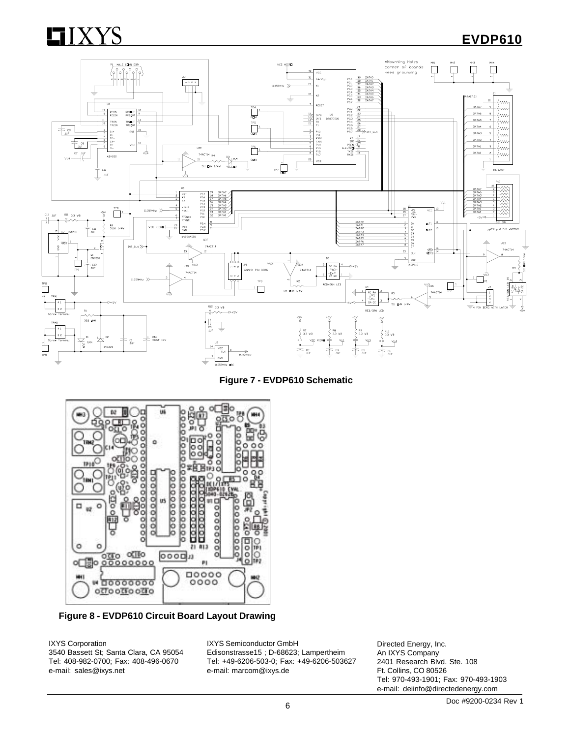Figure 7 - EVDP610 Schematic

Figure 8 - EVDP610 Circuit Board Layout Drawing

IXYS Corporation
3540 Bassett St; Santa Clara, CA 95054
Tel: 408-982-0700; Fax: 408-496-0670
e-mail: sales@ixys.net

IXYS Semiconductor GmbH
Edisonstrasse15 ; D-68623; Lampertheim
Tel: +49-6206-503-0; Fax: +49-6206-503627
e-mail: marcom@ixys.de

Directed Energy, Inc.
An IXYS Company
2401 Research Blvd. Ste. 108
Ft. Collins, CO 80526
Tel: 970-493-1901; Fax: 970-493-1903
e-mail: deiinfo@directedenergy.com

Doc #9200-0234 Rev 1